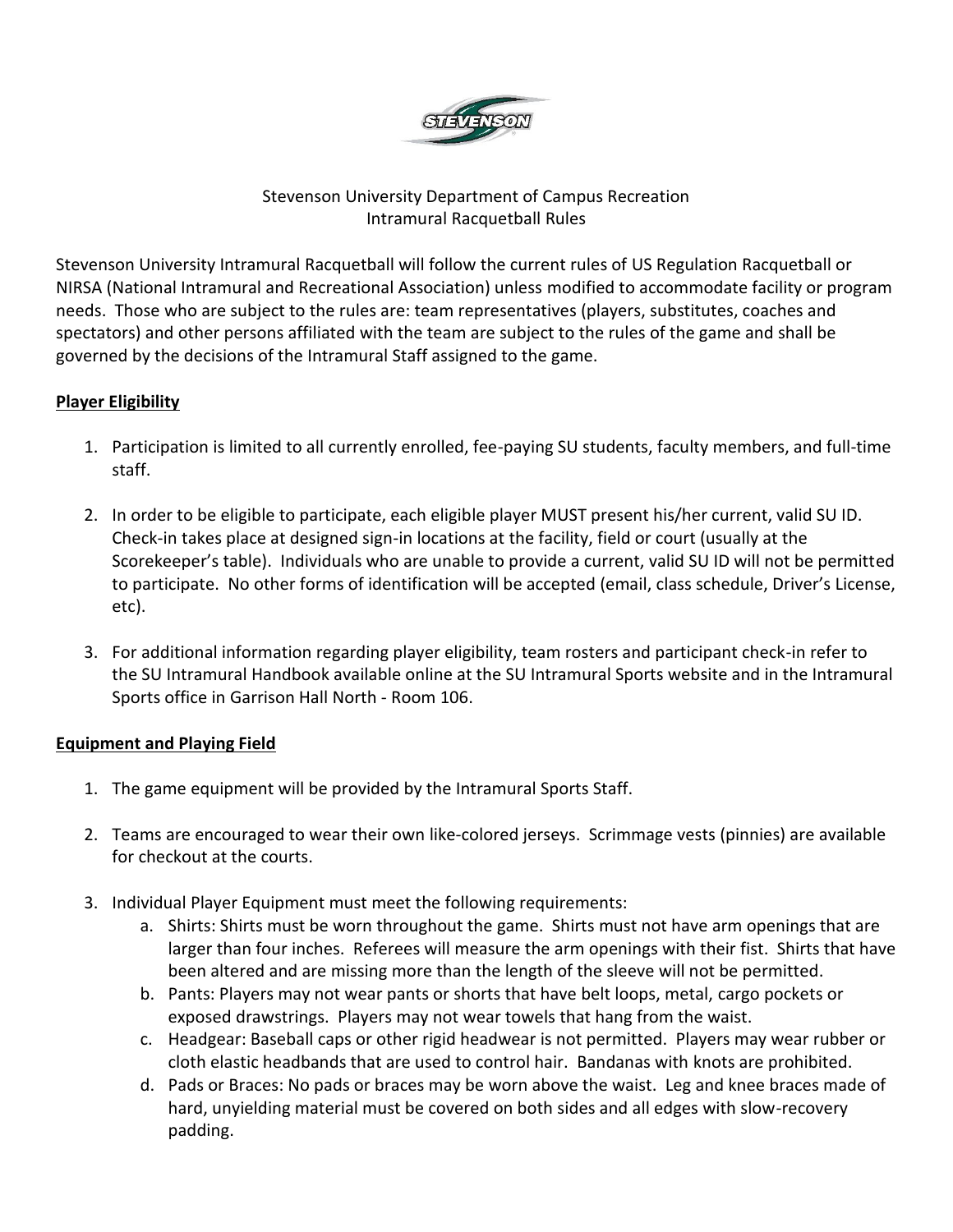Stevenson University Department of Campus Recreation
Intramural Racquetball Rules

Stevenson University Intramural Racquetball will follow the current rules of US Regulation Racquetball or NIRSA (National Intramural and Recreational Association) unless modified to accommodate facility or program needs. Those who are subject to the rules are: team representatives (players, substitutes, coaches and spectators) and other persons affiliated with the team are subject to the rules of the game and shall be governed by the decisions of the Intramural Staff assigned to the game.

## Player Eligibility

1. Participation is limited to all currently enrolled, fee-paying SU students, faculty members, and full-time staff.

2. In order to be eligible to participate, each eligible player MUST present his/her current, valid SU ID. Check-in takes place at designed sign-in locations at the facility, field or court (usually at the Scorekeeper's table). Individuals who are unable to provide a current, valid SU ID will not be permitted to participate. No other forms of identification will be accepted (email, class schedule, Driver's License, etc).

3. For additional information regarding player eligibility, team rosters and participant check-in refer to the SU Intramural Handbook available online at the SU Intramural Sports website and in the Intramural Sports office in Garrison Hall North - Room 106.

## Equipment and Playing Field

1. The game equipment will be provided by the Intramural Sports Staff.

2. Teams are encouraged to wear their own like-colored jerseys. Scrimmage vests (pinnies) are available for checkout at the courts.

3. Individual Player Equipment must meet the following requirements:
   a. Shirts: Shirts must be worn throughout the game. Shirts must not have arm openings that are larger than four inches. Referees will measure the arm openings with their fist. Shirts that have been altered and are missing more than the length of the sleeve will not be permitted.
   b. Pants: Players may not wear pants or shorts that have belt loops, metal, cargo pockets or exposed drawstrings. Players may not wear towels that hang from the waist.
   c. Headgear: Baseball caps or other rigid headwear is not permitted. Players may wear rubber or cloth elastic headbands that are used to control hair. Bandanas with knots are prohibited.
   d. Pads or Braces: No pads or braces may be worn above the waist. Leg and knee braces made of hard, unyielding material must be covered on both sides and all edges with slow-recovery padding.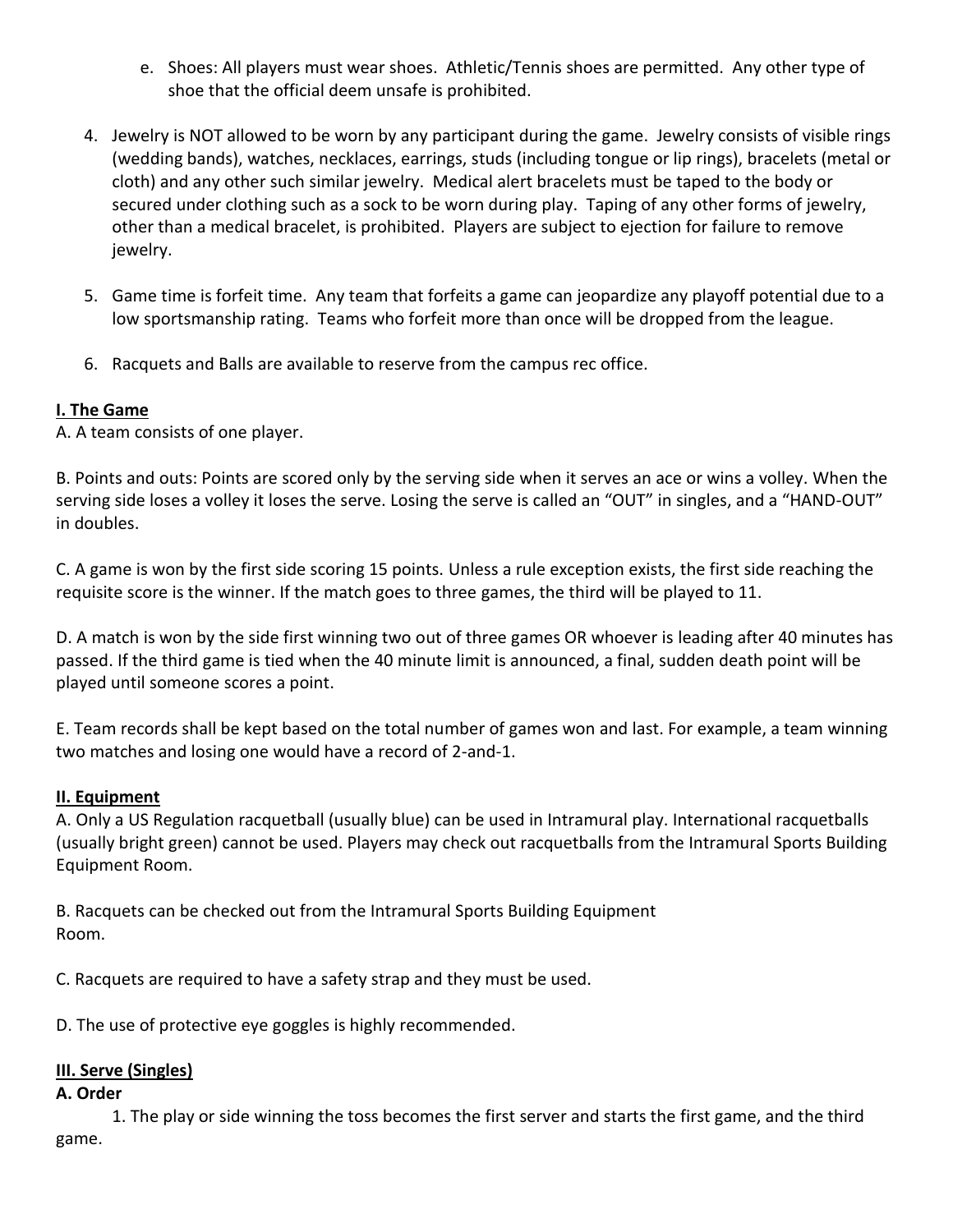e. Shoes: All players must wear shoes. Athletic/Tennis shoes are permitted. Any other type of shoe that the official deem unsafe is prohibited.

4. Jewelry is NOT allowed to be worn by any participant during the game. Jewelry consists of visible rings (wedding bands), watches, necklaces, earrings, studs (including tongue or lip rings), bracelets (metal or cloth) and any other such similar jewelry. Medical alert bracelets must be taped to the body or secured under clothing such as a sock to be worn during play. Taping of any other forms of jewelry, other than a medical bracelet, is prohibited. Players are subject to ejection for failure to remove jewelry.

5. Game time is forfeit time. Any team that forfeits a game can jeopardize any playoff potential due to a low sportsmanship rating. Teams who forfeit more than once will be dropped from the league.

6. Racquets and Balls are available to reserve from the campus rec office.

## I. The Game

A. A team consists of one player.

B. Points and outs: Points are scored only by the serving side when it serves an ace or wins a volley. When the serving side loses a volley it loses the serve. Losing the serve is called an "OUT" in singles, and a "HAND-OUT" in doubles.

C. A game is won by the first side scoring 15 points. Unless a rule exception exists, the first side reaching the requisite score is the winner. If the match goes to three games, the third will be played to 11.

D. A match is won by the side first winning two out of three games OR whoever is leading after 40 minutes has passed. If the third game is tied when the 40 minute limit is announced, a final, sudden death point will be played until someone scores a point.

E. Team records shall be kept based on the total number of games won and last. For example, a team winning two matches and losing one would have a record of 2-and-1.

## II. Equipment

A. Only a US Regulation racquetball (usually blue) can be used in Intramural play. International racquetballs (usually bright green) cannot be used. Players may check out racquetballs from the Intramural Sports Building Equipment Room.

B. Racquets can be checked out from the Intramural Sports Building Equipment Room.

C. Racquets are required to have a safety strap and they must be used.

D. The use of protective eye goggles is highly recommended.

## III. Serve (Singles)

### A. Order

1. The play or side winning the toss becomes the first server and starts the first game, and the third game.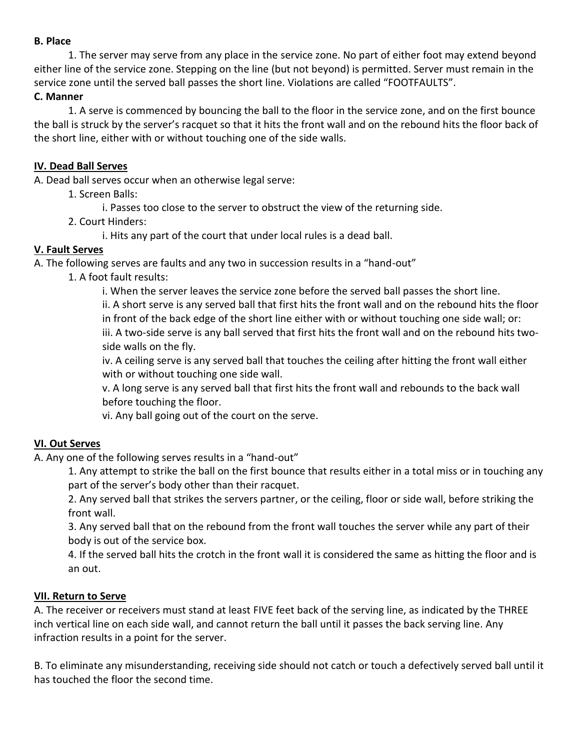**B. Place**

1. The server may serve from any place in the service zone. No part of either foot may extend beyond either line of the service zone. Stepping on the line (but not beyond) is permitted. Server must remain in the service zone until the served ball passes the short line. Violations are called "FOOTFAULTS".

**C. Manner**

1. A serve is commenced by bouncing the ball to the floor in the service zone, and on the first bounce the ball is struck by the server's racquet so that it hits the front wall and on the rebound hits the floor back of the short line, either with or without touching one of the side walls.

## IV. Dead Ball Serves

A. Dead ball serves occur when an otherwise legal serve:

1. Screen Balls:
   - i. Passes too close to the server to obstruct the view of the returning side.
2. Court Hinders:
   - i. Hits any part of the court that under local rules is a dead ball.

## V. Fault Serves

A. The following serves are faults and any two in succession results in a "hand-out"

1. A foot fault results:
   - i. When the server leaves the service zone before the served ball passes the short line.
   - ii. A short serve is any served ball that first hits the front wall and on the rebound hits the floor in front of the back edge of the short line either with or without touching one side wall; or:
   - iii. A two-side serve is any ball served that first hits the front wall and on the rebound hits two-side walls on the fly.
   - iv. A ceiling serve is any served ball that touches the ceiling after hitting the front wall either with or without touching one side wall.
   - v. A long serve is any served ball that first hits the front wall and rebounds to the back wall before touching the floor.
   - vi. Any ball going out of the court on the serve.

## VI. Out Serves

A. Any one of the following serves results in a "hand-out"

1. Any attempt to strike the ball on the first bounce that results either in a total miss or in touching any part of the server's body other than their racquet.
2. Any served ball that strikes the servers partner, or the ceiling, floor or side wall, before striking the front wall.
3. Any served ball that on the rebound from the front wall touches the server while any part of their body is out of the service box.
4. If the served ball hits the crotch in the front wall it is considered the same as hitting the floor and is an out.

## VII. Return to Serve

A. The receiver or receivers must stand at least FIVE feet back of the serving line, as indicated by the THREE inch vertical line on each side wall, and cannot return the ball until it passes the back serving line. Any infraction results in a point for the server.

B. To eliminate any misunderstanding, receiving side should not catch or touch a defectively served ball until it has touched the floor the second time.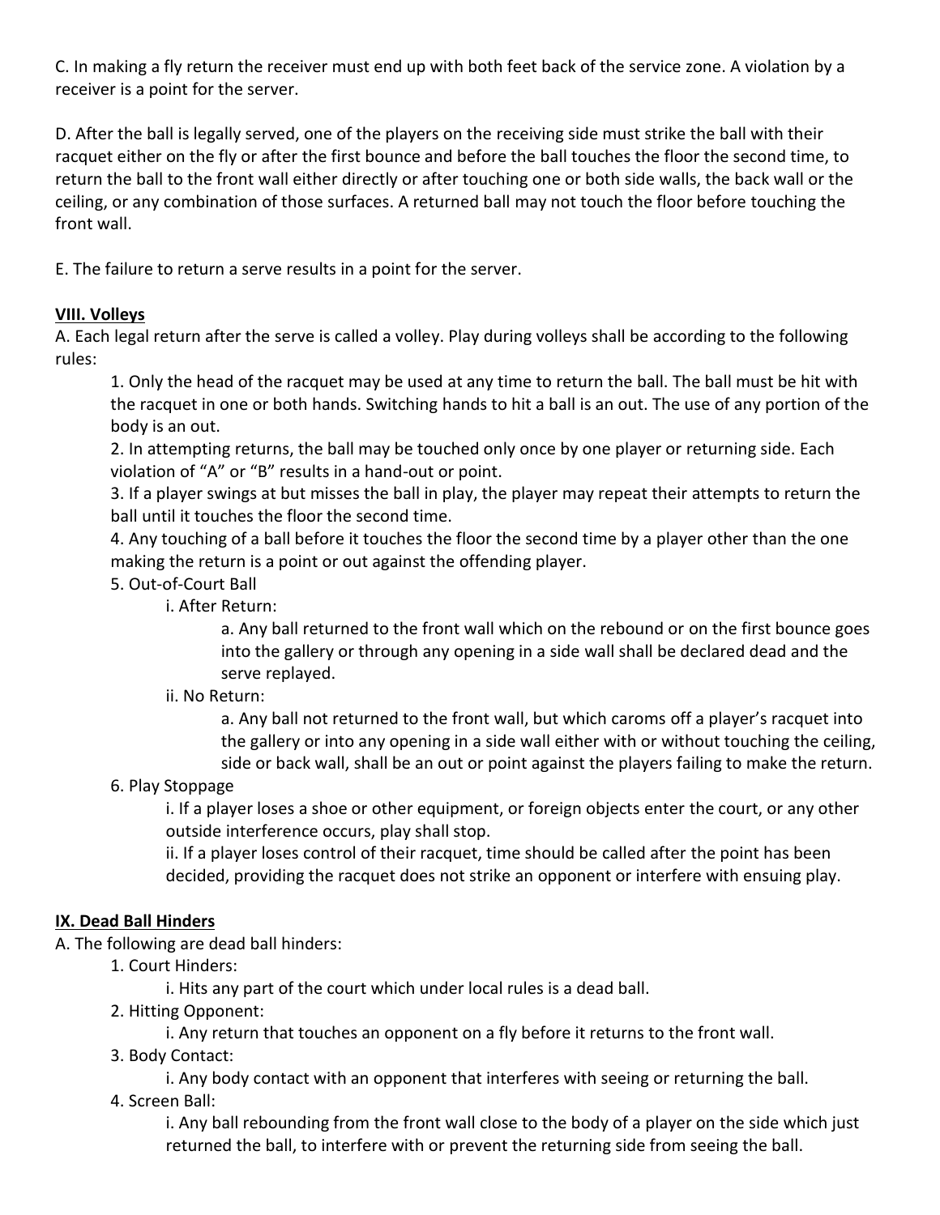C. In making a fly return the receiver must end up with both feet back of the service zone. A violation by a receiver is a point for the server.

D. After the ball is legally served, one of the players on the receiving side must strike the ball with their racquet either on the fly or after the first bounce and before the ball touches the floor the second time, to return the ball to the front wall either directly or after touching one or both side walls, the back wall or the ceiling, or any combination of those surfaces. A returned ball may not touch the floor before touching the front wall.

E. The failure to return a serve results in a point for the server.

## VIII. Volleys

A. Each legal return after the serve is called a volley. Play during volleys shall be according to the following rules:

1. Only the head of the racquet may be used at any time to return the ball. The ball must be hit with the racquet in one or both hands. Switching hands to hit a ball is an out. The use of any portion of the body is an out.
2. In attempting returns, the ball may be touched only once by one player or returning side. Each violation of "A" or "B" results in a hand-out or point.
3. If a player swings at but misses the ball in play, the player may repeat their attempts to return the ball until it touches the floor the second time.
4. Any touching of a ball before it touches the floor the second time by a player other than the one making the return is a point or out against the offending player.
5. Out-of-Court Ball
    - i. After Return:
        - a. Any ball returned to the front wall which on the rebound or on the first bounce goes into the gallery or through any opening in a side wall shall be declared dead and the serve replayed.
    - ii. No Return:
        - a. Any ball not returned to the front wall, but which caroms off a player's racquet into the gallery or into any opening in a side wall either with or without touching the ceiling, side or back wall, shall be an out or point against the players failing to make the return.
6. Play Stoppage
    - i. If a player loses a shoe or other equipment, or foreign objects enter the court, or any other outside interference occurs, play shall stop.
    - ii. If a player loses control of their racquet, time should be called after the point has been decided, providing the racquet does not strike an opponent or interfere with ensuing play.

## IX. Dead Ball Hinders

A. The following are dead ball hinders:

1. Court Hinders:
    - i. Hits any part of the court which under local rules is a dead ball.
2. Hitting Opponent:
    - i. Any return that touches an opponent on a fly before it returns to the front wall.
3. Body Contact:
    - i. Any body contact with an opponent that interferes with seeing or returning the ball.
4. Screen Ball:
    - i. Any ball rebounding from the front wall close to the body of a player on the side which just returned the ball, to interfere with or prevent the returning side from seeing the ball.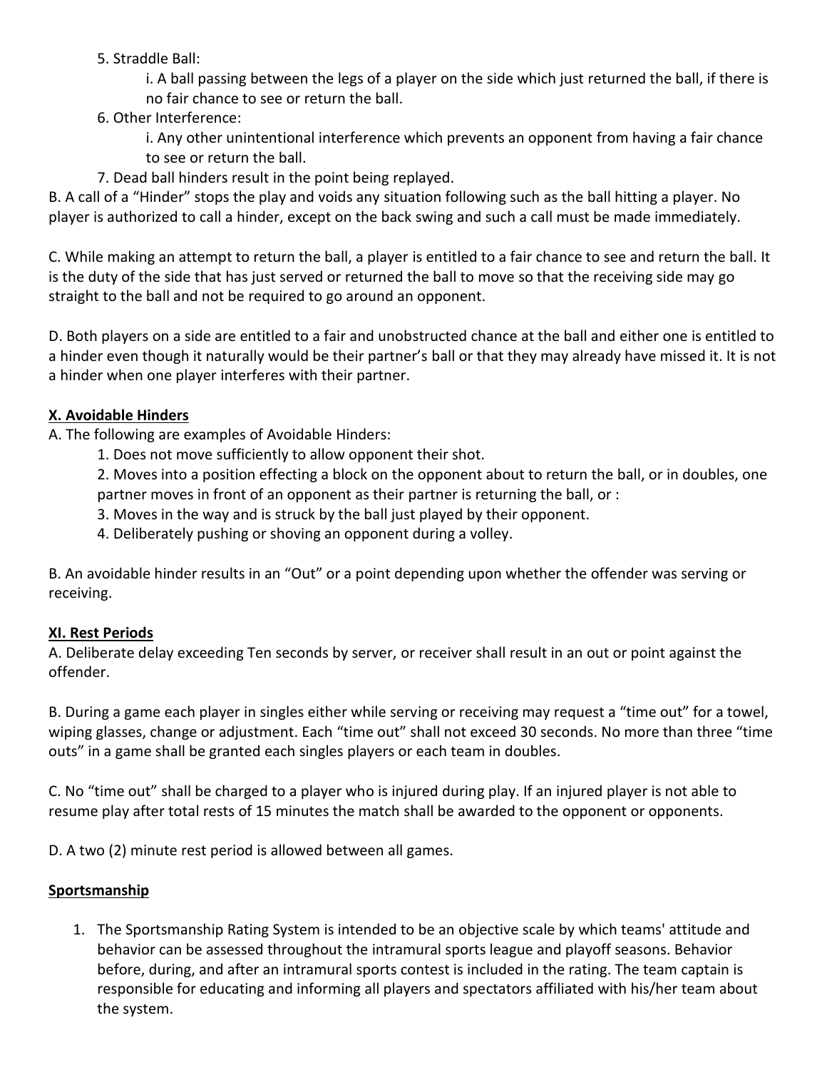5. Straddle Ball:
    i. A ball passing between the legs of a player on the side which just returned the ball, if there is no fair chance to see or return the ball.
6. Other Interference:
    i. Any other unintentional interference which prevents an opponent from having a fair chance to see or return the ball.
7. Dead ball hinders result in the point being replayed.

B. A call of a "Hinder" stops the play and voids any situation following such as the ball hitting a player. No player is authorized to call a hinder, except on the back swing and such a call must be made immediately.

C. While making an attempt to return the ball, a player is entitled to a fair chance to see and return the ball. It is the duty of the side that has just served or returned the ball to move so that the receiving side may go straight to the ball and not be required to go around an opponent.

D. Both players on a side are entitled to a fair and unobstructed chance at the ball and either one is entitled to a hinder even though it naturally would be their partner's ball or that they may already have missed it. It is not a hinder when one player interferes with their partner.

**X. Avoidable Hinders**

A. The following are examples of Avoidable Hinders:

1. Does not move sufficiently to allow opponent their shot.
2. Moves into a position effecting a block on the opponent about to return the ball, or in doubles, one partner moves in front of an opponent as their partner is returning the ball, or :
3. Moves in the way and is struck by the ball just played by their opponent.
4. Deliberately pushing or shoving an opponent during a volley.

B. An avoidable hinder results in an "Out" or a point depending upon whether the offender was serving or receiving.

**XI. Rest Periods**

A. Deliberate delay exceeding Ten seconds by server, or receiver shall result in an out or point against the offender.

B. During a game each player in singles either while serving or receiving may request a "time out" for a towel, wiping glasses, change or adjustment. Each "time out" shall not exceed 30 seconds. No more than three "time outs" in a game shall be granted each singles players or each team in doubles.

C. No "time out" shall be charged to a player who is injured during play. If an injured player is not able to resume play after total rests of 15 minutes the match shall be awarded to the opponent or opponents.

D. A two (2) minute rest period is allowed between all games.

**Sportsmanship**

1. The Sportsmanship Rating System is intended to be an objective scale by which teams' attitude and behavior can be assessed throughout the intramural sports league and playoff seasons. Behavior before, during, and after an intramural sports contest is included in the rating. The team captain is responsible for educating and informing all players and spectators affiliated with his/her team about the system.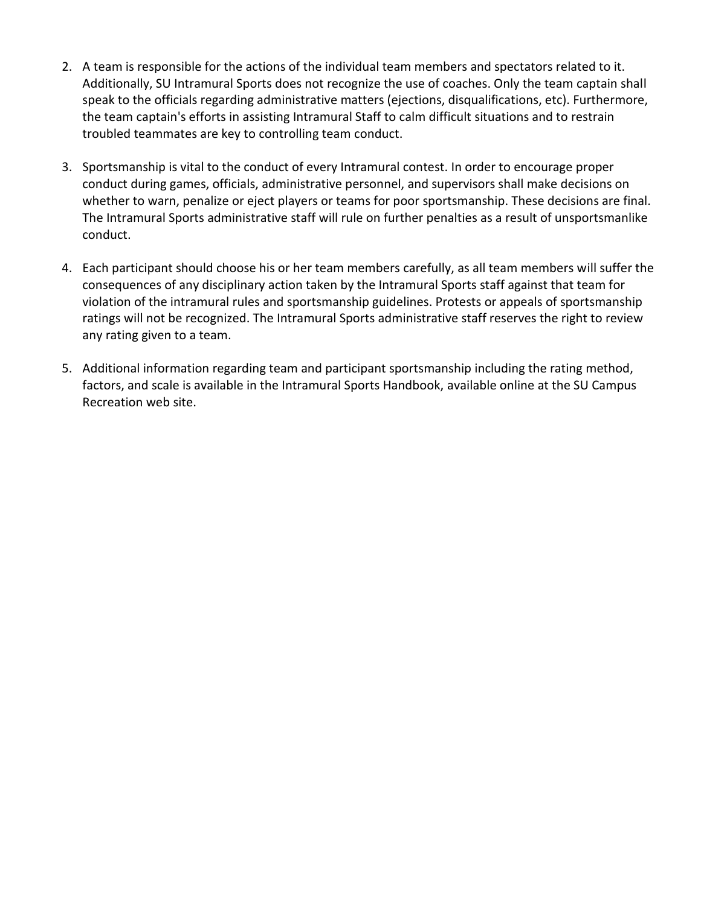2. A team is responsible for the actions of the individual team members and spectators related to it. Additionally, SU Intramural Sports does not recognize the use of coaches. Only the team captain shall speak to the officials regarding administrative matters (ejections, disqualifications, etc). Furthermore, the team captain's efforts in assisting Intramural Staff to calm difficult situations and to restrain troubled teammates are key to controlling team conduct.

3. Sportsmanship is vital to the conduct of every Intramural contest. In order to encourage proper conduct during games, officials, administrative personnel, and supervisors shall make decisions on whether to warn, penalize or eject players or teams for poor sportsmanship. These decisions are final. The Intramural Sports administrative staff will rule on further penalties as a result of unsportsmanlike conduct.

4. Each participant should choose his or her team members carefully, as all team members will suffer the consequences of any disciplinary action taken by the Intramural Sports staff against that team for violation of the intramural rules and sportsmanship guidelines. Protests or appeals of sportsmanship ratings will not be recognized. The Intramural Sports administrative staff reserves the right to review any rating given to a team.

5. Additional information regarding team and participant sportsmanship including the rating method, factors, and scale is available in the Intramural Sports Handbook, available online at the SU Campus Recreation web site.